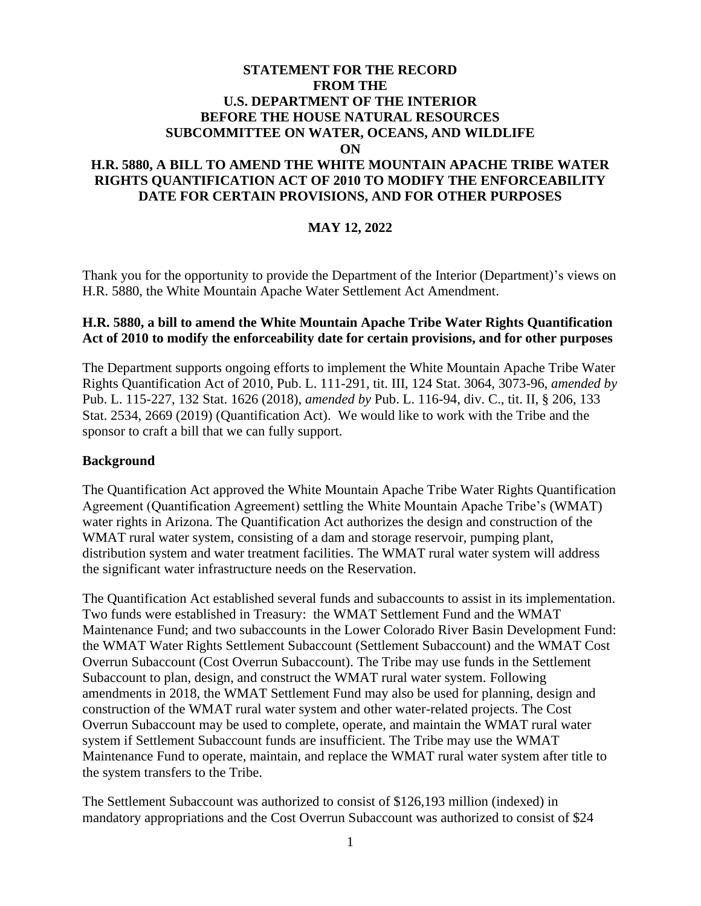**STATEMENT FOR THE RECORD**
**FROM THE**
**U.S. DEPARTMENT OF THE INTERIOR**
**BEFORE THE HOUSE NATURAL RESOURCES**
**SUBCOMMITTEE ON WATER, OCEANS, AND WILDLIFE**
**ON**
**H.R. 5880, A BILL TO AMEND THE WHITE MOUNTAIN APACHE TRIBE WATER RIGHTS QUANTIFICATION ACT OF 2010 TO MODIFY THE ENFORCEABILITY DATE FOR CERTAIN PROVISIONS, AND FOR OTHER PURPOSES**

**MAY 12, 2022**

Thank you for the opportunity to provide the Department of the Interior (Department)'s views on H.R. 5880, the White Mountain Apache Water Settlement Act Amendment.

**H.R. 5880, a bill to amend the White Mountain Apache Tribe Water Rights Quantification Act of 2010 to modify the enforceability date for certain provisions, and for other purposes**

The Department supports ongoing efforts to implement the White Mountain Apache Tribe Water Rights Quantification Act of 2010, Pub. L. 111-291, tit. III, 124 Stat. 3064, 3073-96, *amended by* Pub. L. 115-227, 132 Stat. 1626 (2018), *amended by* Pub. L. 116-94, div. C., tit. II, § 206, 133 Stat. 2534, 2669 (2019) (Quantification Act). We would like to work with the Tribe and the sponsor to craft a bill that we can fully support.

**Background**

The Quantification Act approved the White Mountain Apache Tribe Water Rights Quantification Agreement (Quantification Agreement) settling the White Mountain Apache Tribe's (WMAT) water rights in Arizona. The Quantification Act authorizes the design and construction of the WMAT rural water system, consisting of a dam and storage reservoir, pumping plant, distribution system and water treatment facilities. The WMAT rural water system will address the significant water infrastructure needs on the Reservation.

The Quantification Act established several funds and subaccounts to assist in its implementation. Two funds were established in Treasury: the WMAT Settlement Fund and the WMAT Maintenance Fund; and two subaccounts in the Lower Colorado River Basin Development Fund: the WMAT Water Rights Settlement Subaccount (Settlement Subaccount) and the WMAT Cost Overrun Subaccount (Cost Overrun Subaccount). The Tribe may use funds in the Settlement Subaccount to plan, design, and construct the WMAT rural water system. Following amendments in 2018, the WMAT Settlement Fund may also be used for planning, design and construction of the WMAT rural water system and other water-related projects. The Cost Overrun Subaccount may be used to complete, operate, and maintain the WMAT rural water system if Settlement Subaccount funds are insufficient. The Tribe may use the WMAT Maintenance Fund to operate, maintain, and replace the WMAT rural water system after title to the system transfers to the Tribe.

The Settlement Subaccount was authorized to consist of $126,193 million (indexed) in mandatory appropriations and the Cost Overrun Subaccount was authorized to consist of $24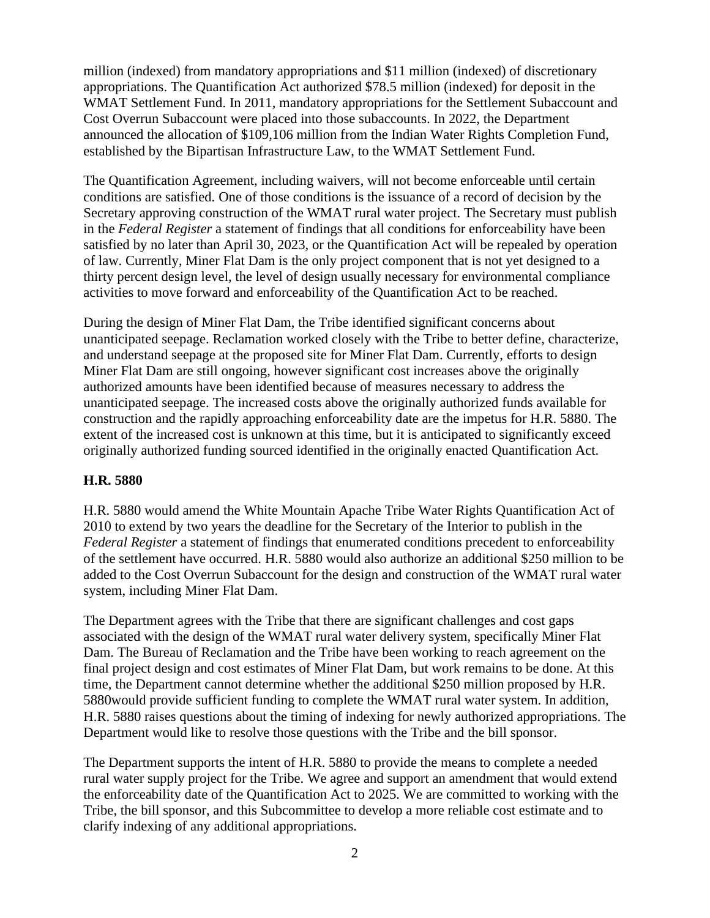million (indexed) from mandatory appropriations and $11 million (indexed) of discretionary appropriations. The Quantification Act authorized $78.5 million (indexed) for deposit in the WMAT Settlement Fund. In 2011, mandatory appropriations for the Settlement Subaccount and Cost Overrun Subaccount were placed into those subaccounts. In 2022, the Department announced the allocation of $109,106 million from the Indian Water Rights Completion Fund, established by the Bipartisan Infrastructure Law, to the WMAT Settlement Fund.

The Quantification Agreement, including waivers, will not become enforceable until certain conditions are satisfied. One of those conditions is the issuance of a record of decision by the Secretary approving construction of the WMAT rural water project. The Secretary must publish in the *Federal Register* a statement of findings that all conditions for enforceability have been satisfied by no later than April 30, 2023, or the Quantification Act will be repealed by operation of law. Currently, Miner Flat Dam is the only project component that is not yet designed to a thirty percent design level, the level of design usually necessary for environmental compliance activities to move forward and enforceability of the Quantification Act to be reached.

During the design of Miner Flat Dam, the Tribe identified significant concerns about unanticipated seepage. Reclamation worked closely with the Tribe to better define, characterize, and understand seepage at the proposed site for Miner Flat Dam. Currently, efforts to design Miner Flat Dam are still ongoing, however significant cost increases above the originally authorized amounts have been identified because of measures necessary to address the unanticipated seepage. The increased costs above the originally authorized funds available for construction and the rapidly approaching enforceability date are the impetus for H.R. 5880. The extent of the increased cost is unknown at this time, but it is anticipated to significantly exceed originally authorized funding sourced identified in the originally enacted Quantification Act.

**H.R. 5880**

H.R. 5880 would amend the White Mountain Apache Tribe Water Rights Quantification Act of 2010 to extend by two years the deadline for the Secretary of the Interior to publish in the *Federal Register* a statement of findings that enumerated conditions precedent to enforceability of the settlement have occurred. H.R. 5880 would also authorize an additional $250 million to be added to the Cost Overrun Subaccount for the design and construction of the WMAT rural water system, including Miner Flat Dam.

The Department agrees with the Tribe that there are significant challenges and cost gaps associated with the design of the WMAT rural water delivery system, specifically Miner Flat Dam. The Bureau of Reclamation and the Tribe have been working to reach agreement on the final project design and cost estimates of Miner Flat Dam, but work remains to be done. At this time, the Department cannot determine whether the additional $250 million proposed by H.R. 5880would provide sufficient funding to complete the WMAT rural water system. In addition, H.R. 5880 raises questions about the timing of indexing for newly authorized appropriations. The Department would like to resolve those questions with the Tribe and the bill sponsor.

The Department supports the intent of H.R. 5880 to provide the means to complete a needed rural water supply project for the Tribe. We agree and support an amendment that would extend the enforceability date of the Quantification Act to 2025. We are committed to working with the Tribe, the bill sponsor, and this Subcommittee to develop a more reliable cost estimate and to clarify indexing of any additional appropriations.